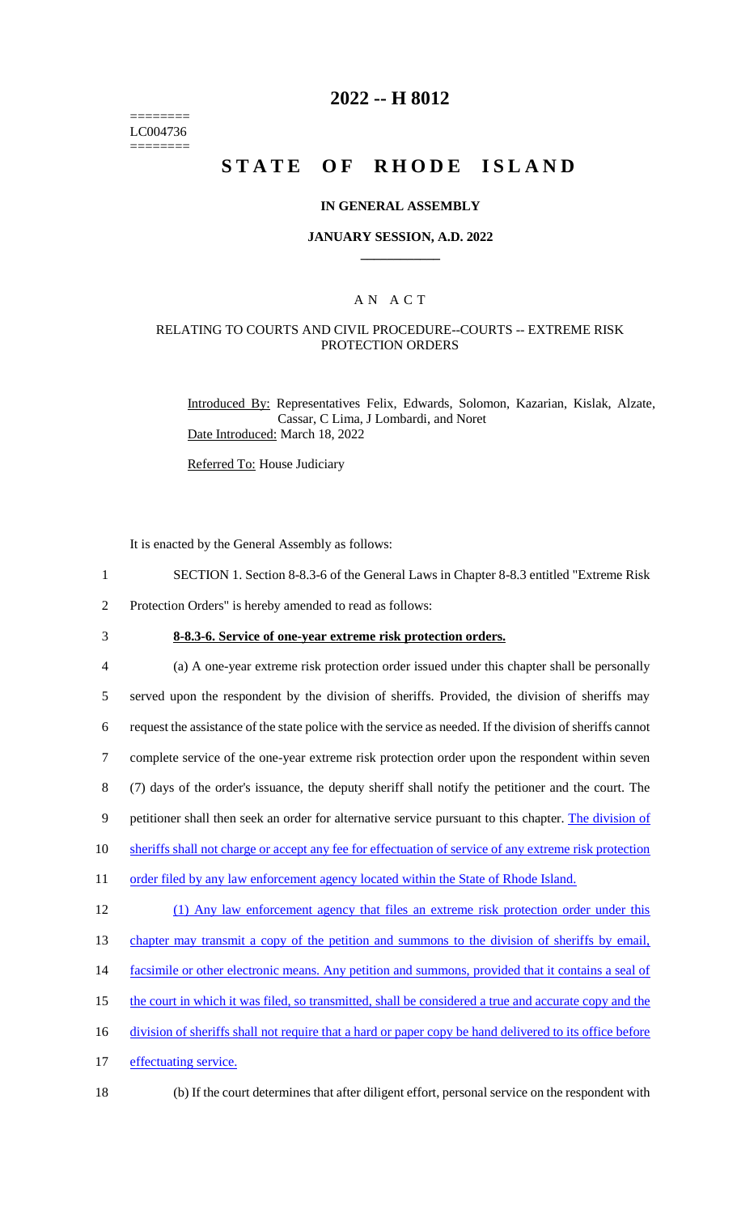========
LC004736
========

# 2022 -- H 8012

# STATE OF RHODE ISLAND

### IN GENERAL ASSEMBLY

### JANUARY SESSION, A.D. 2022

## A N A C T

### RELATING TO COURTS AND CIVIL PROCEDURE--COURTS -- EXTREME RISK PROTECTION ORDERS

Introduced By: Representatives Felix, Edwards, Solomon, Kazarian, Kislak, Alzate, Cassar, C Lima, J Lombardi, and Noret

Date Introduced: March 18, 2022

Referred To: House Judiciary

It is enacted by the General Assembly as follows:

1 SECTION 1. Section 8-8.3-6 of the General Laws in Chapter 8-8.3 entitled "Extreme Risk
2 Protection Orders" is hereby amended to read as follows:

3 **8-8.3-6. Service of one-year extreme risk protection orders.**

4 (a) A one-year extreme risk protection order issued under this chapter shall be personally
5 served upon the respondent by the division of sheriffs. Provided, the division of sheriffs may
6 request the assistance of the state police with the service as needed. If the division of sheriffs cannot
7 complete service of the one-year extreme risk protection order upon the respondent within seven
8 (7) days of the order's issuance, the deputy sheriff shall notify the petitioner and the court. The
9 petitioner shall then seek an order for alternative service pursuant to this chapter. The division of
10 sheriffs shall not charge or accept any fee for effectuation of service of any extreme risk protection
11 order filed by any law enforcement agency located within the State of Rhode Island.

12 (1) Any law enforcement agency that files an extreme risk protection order under this
13 chapter may transmit a copy of the petition and summons to the division of sheriffs by email,
14 facsimile or other electronic means. Any petition and summons, provided that it contains a seal of
15 the court in which it was filed, so transmitted, shall be considered a true and accurate copy and the
16 division of sheriffs shall not require that a hard or paper copy be hand delivered to its office before
17 effectuating service.

18 (b) If the court determines that after diligent effort, personal service on the respondent with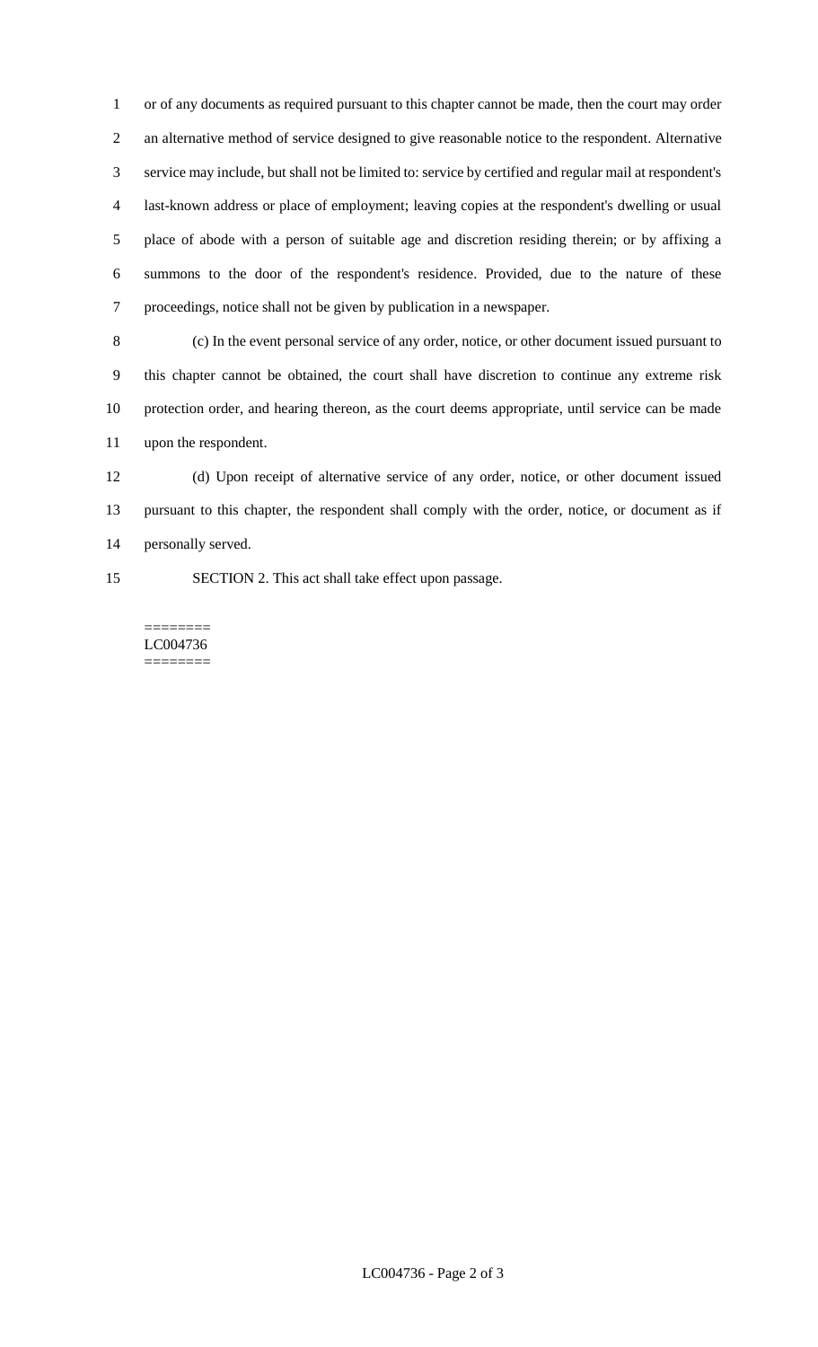or of any documents as required pursuant to this chapter cannot be made, then the court may order an alternative method of service designed to give reasonable notice to the respondent. Alternative service may include, but shall not be limited to: service by certified and regular mail at respondent's last-known address or place of employment; leaving copies at the respondent's dwelling or usual place of abode with a person of suitable age and discretion residing therein; or by affixing a summons to the door of the respondent's residence. Provided, due to the nature of these proceedings, notice shall not be given by publication in a newspaper.

(c) In the event personal service of any order, notice, or other document issued pursuant to this chapter cannot be obtained, the court shall have discretion to continue any extreme risk protection order, and hearing thereon, as the court deems appropriate, until service can be made upon the respondent.

(d) Upon receipt of alternative service of any order, notice, or other document issued pursuant to this chapter, the respondent shall comply with the order, notice, or document as if personally served.

SECTION 2. This act shall take effect upon passage.

========
LC004736
========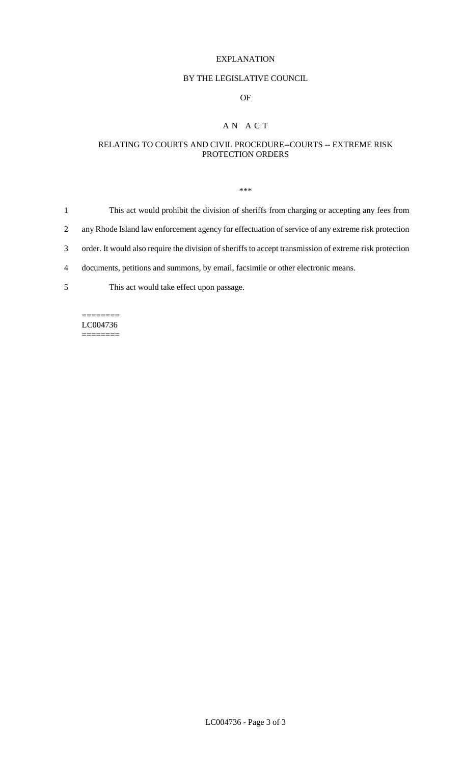EXPLANATION

BY THE LEGISLATIVE COUNCIL

OF

A N A C T

RELATING TO COURTS AND CIVIL PROCEDURE--COURTS -- EXTREME RISK PROTECTION ORDERS

\*\*\*

1 This act would prohibit the division of sheriffs from charging or accepting any fees from
2 any Rhode Island law enforcement agency for effectuation of service of any extreme risk protection
3 order. It would also require the division of sheriffs to accept transmission of extreme risk protection
4 documents, petitions and summons, by email, facsimile or other electronic means.
5 This act would take effect upon passage.

========
LC004736
========